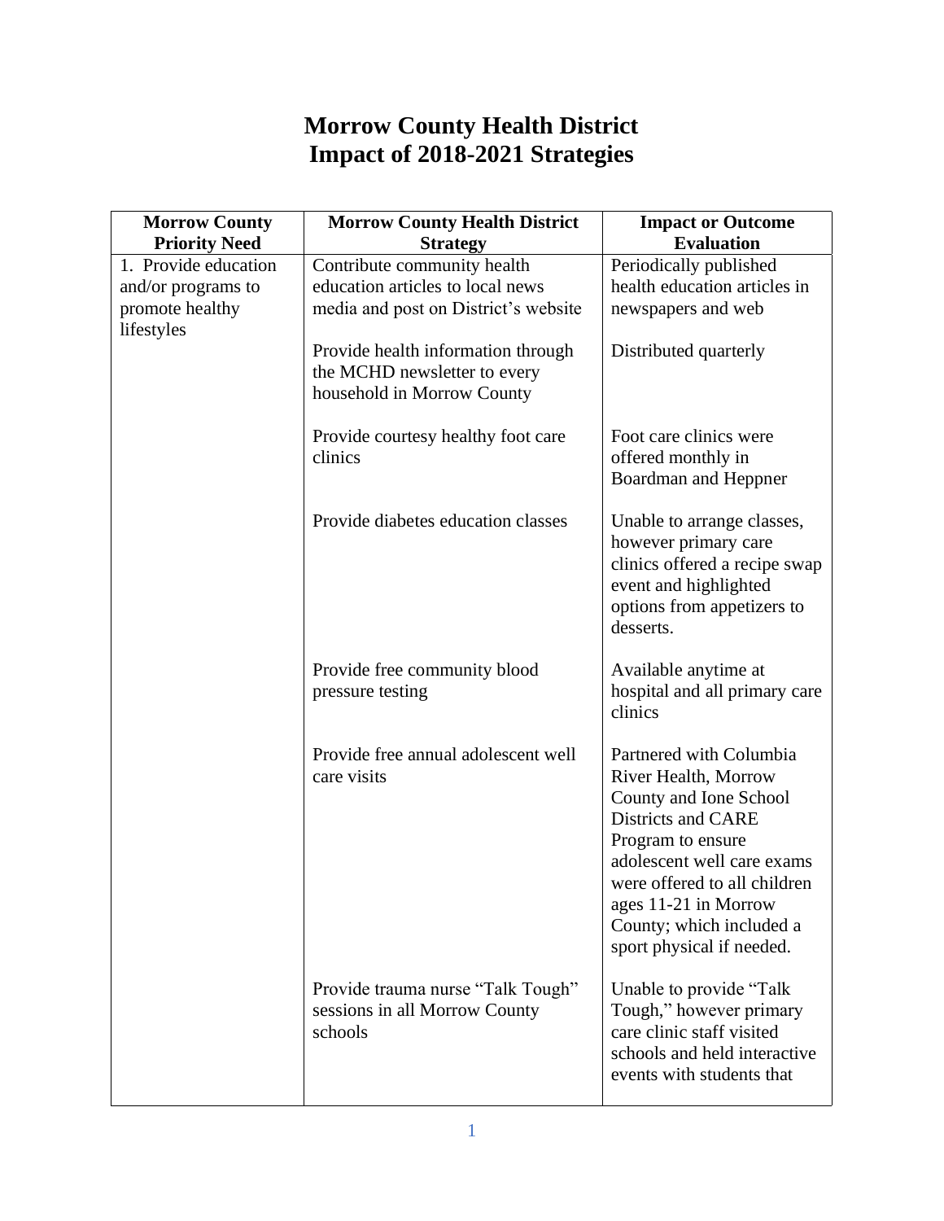# Morrow County Health District
# Impact of 2018-2021 Strategies

| Morrow County Priority Need | Morrow County Health District Strategy | Impact or Outcome Evaluation |
|---|---|---|
| 1. Provide education and/or programs to promote healthy lifestyles | Contribute community health education articles to local news media and post on District's website | Periodically published health education articles in newspapers and web |
| | Provide health information through the MCHD newsletter to every household in Morrow County | Distributed quarterly |
| | Provide courtesy healthy foot care clinics | Foot care clinics were offered monthly in Boardman and Heppner |
| | Provide diabetes education classes | Unable to arrange classes, however primary care clinics offered a recipe swap event and highlighted options from appetizers to desserts. |
| | Provide free community blood pressure testing | Available anytime at hospital and all primary care clinics |
| | Provide free annual adolescent well care visits | Partnered with Columbia River Health, Morrow County and Ione School Districts and CARE Program to ensure adolescent well care exams were offered to all children ages 11-21 in Morrow County; which included a sport physical if needed. |
| | Provide trauma nurse "Talk Tough" sessions in all Morrow County schools | Unable to provide "Talk Tough," however primary care clinic staff visited schools and held interactive events with students that |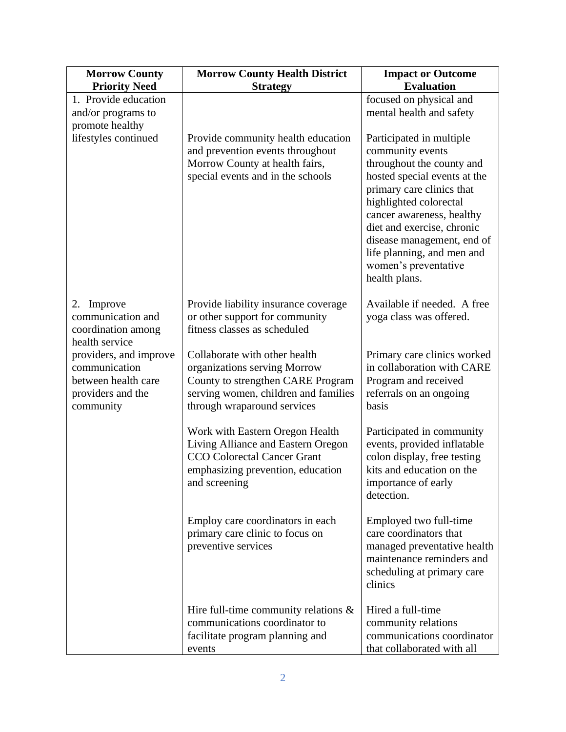| Morrow County Priority Need | Morrow County Health District Strategy | Impact or Outcome Evaluation |
|---|---|---|
| 1. Provide education and/or programs to promote healthy lifestyles continued | | focused on physical and mental health and safety |
| | Provide community health education and prevention events throughout Morrow County at health fairs, special events and in the schools | Participated in multiple community events throughout the county and hosted special events at the primary care clinics that highlighted colorectal cancer awareness, healthy diet and exercise, chronic disease management, end of life planning, and men and women's preventative health plans. |
| 2. Improve communication and coordination among health service providers, and improve communication between health care providers and the community | Provide liability insurance coverage or other support for community fitness classes as scheduled | Available if needed. A free yoga class was offered. |
| | Collaborate with other health organizations serving Morrow County to strengthen CARE Program serving women, children and families through wraparound services | Primary care clinics worked in collaboration with CARE Program and received referrals on an ongoing basis |
| | Work with Eastern Oregon Health Living Alliance and Eastern Oregon CCO Colorectal Cancer Grant emphasizing prevention, education and screening | Participated in community events, provided inflatable colon display, free testing kits and education on the importance of early detection. |
| | Employ care coordinators in each primary care clinic to focus on preventive services | Employed two full-time care coordinators that managed preventative health maintenance reminders and scheduling at primary care clinics |
| | Hire full-time community relations & communications coordinator to facilitate program planning and events | Hired a full-time community relations communications coordinator that collaborated with all |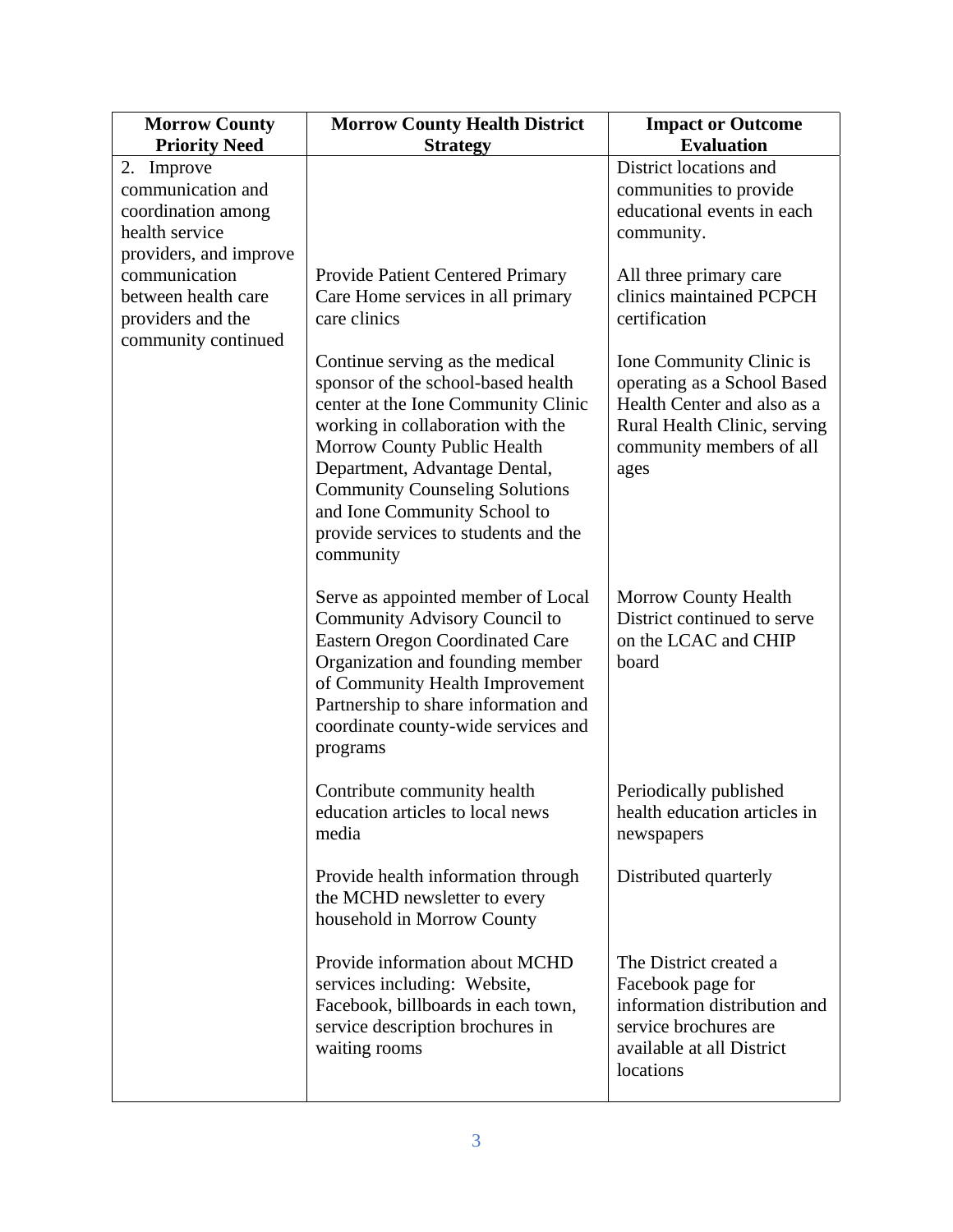| Morrow County Priority Need | Morrow County Health District Strategy | Impact or Outcome Evaluation |
|---|---|---|
| 2. Improve communication and coordination among health service providers, and improve communication between health care providers and the community continued | | District locations and communities to provide educational events in each community. |
| | Provide Patient Centered Primary Care Home services in all primary care clinics | All three primary care clinics maintained PCPCH certification |
| | Continue serving as the medical sponsor of the school-based health center at the Ione Community Clinic working in collaboration with the Morrow County Public Health Department, Advantage Dental, Community Counseling Solutions and Ione Community School to provide services to students and the community | Ione Community Clinic is operating as a School Based Health Center and also as a Rural Health Clinic, serving community members of all ages |
| | Serve as appointed member of Local Community Advisory Council to Eastern Oregon Coordinated Care Organization and founding member of Community Health Improvement Partnership to share information and coordinate county-wide services and programs | Morrow County Health District continued to serve on the LCAC and CHIP board |
| | Contribute community health education articles to local news media | Periodically published health education articles in newspapers |
| | Provide health information through the MCHD newsletter to every household in Morrow County | Distributed quarterly |
| | Provide information about MCHD services including: Website, Facebook, billboards in each town, service description brochures in waiting rooms | The District created a Facebook page for information distribution and service brochures are available at all District locations |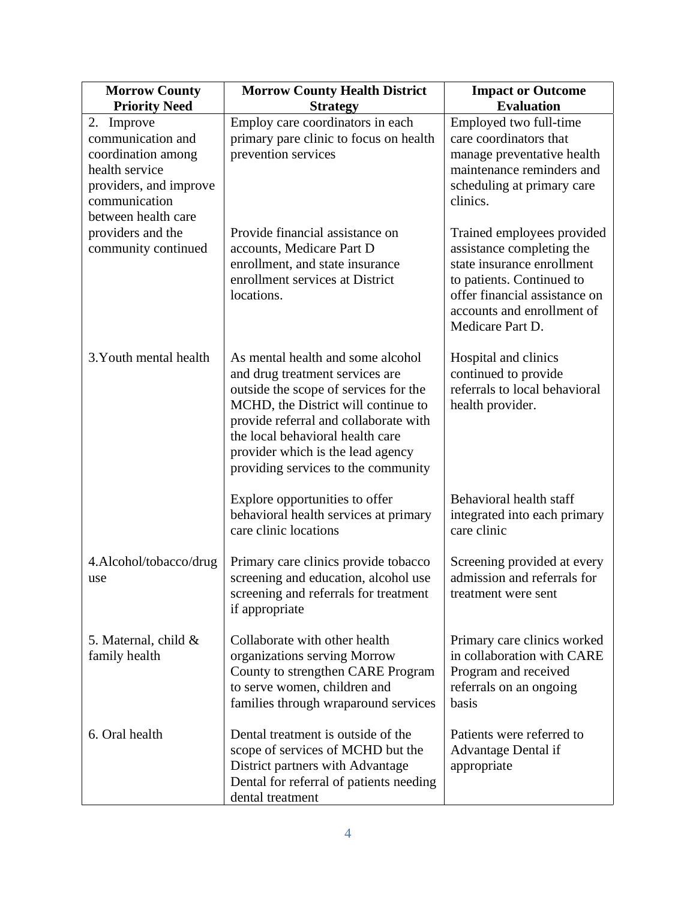| Morrow County Priority Need | Morrow County Health District Strategy | Impact or Outcome Evaluation |
|---|---|---|
| 2. Improve communication and coordination among health service providers, and improve communication between health care providers and the community continued | Employ care coordinators in each primary pare clinic to focus on health prevention services | Employed two full-time care coordinators that manage preventative health maintenance reminders and scheduling at primary care clinics. |
| | Provide financial assistance on accounts, Medicare Part D enrollment, and state insurance enrollment services at District locations. | Trained employees provided assistance completing the state insurance enrollment to patients. Continued to offer financial assistance on accounts and enrollment of Medicare Part D. |
| 3.Youth mental health | As mental health and some alcohol and drug treatment services are outside the scope of services for the MCHD, the District will continue to provide referral and collaborate with the local behavioral health care provider which is the lead agency providing services to the community | Hospital and clinics continued to provide referrals to local behavioral health provider. |
| | Explore opportunities to offer behavioral health services at primary care clinic locations | Behavioral health staff integrated into each primary care clinic |
| 4.Alcohol/tobacco/drug use | Primary care clinics provide tobacco screening and education, alcohol use screening and referrals for treatment if appropriate | Screening provided at every admission and referrals for treatment were sent |
| 5. Maternal, child & family health | Collaborate with other health organizations serving Morrow County to strengthen CARE Program to serve women, children and families through wraparound services | Primary care clinics worked in collaboration with CARE Program and received referrals on an ongoing basis |
| 6. Oral health | Dental treatment is outside of the scope of services of MCHD but the District partners with Advantage Dental for referral of patients needing dental treatment | Patients were referred to Advantage Dental if appropriate |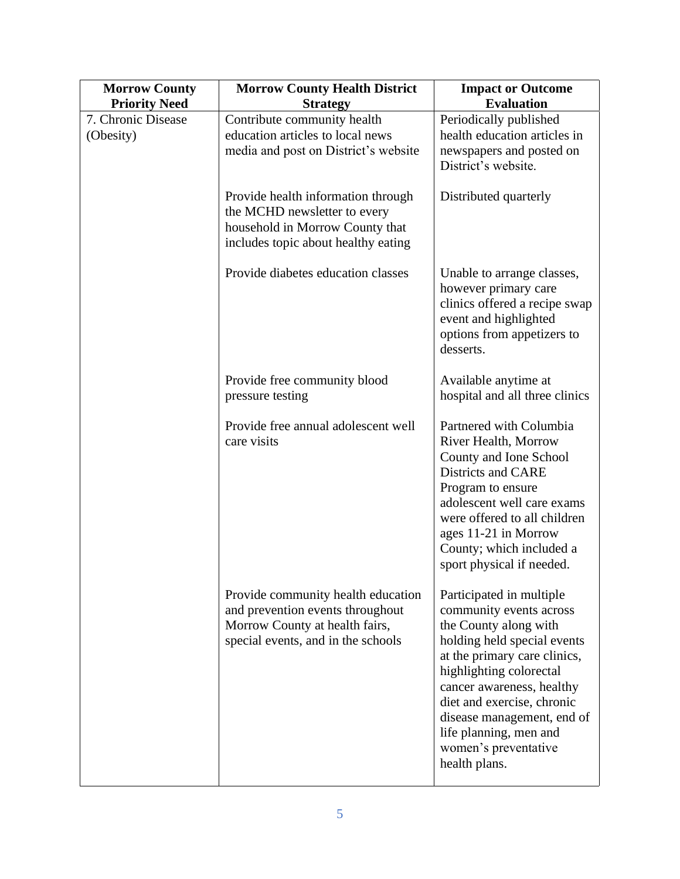| Morrow County Priority Need | Morrow County Health District Strategy | Impact or Outcome Evaluation |
|---|---|---|
| 7. Chronic Disease (Obesity) | Contribute community health education articles to local news media and post on District's website | Periodically published health education articles in newspapers and posted on District's website. |
| | Provide health information through the MCHD newsletter to every household in Morrow County that includes topic about healthy eating | Distributed quarterly |
| | Provide diabetes education classes | Unable to arrange classes, however primary care clinics offered a recipe swap event and highlighted options from appetizers to desserts. |
| | Provide free community blood pressure testing | Available anytime at hospital and all three clinics |
| | Provide free annual adolescent well care visits | Partnered with Columbia River Health, Morrow County and Ione School Districts and CARE Program to ensure adolescent well care exams were offered to all children ages 11-21 in Morrow County; which included a sport physical if needed. |
| | Provide community health education and prevention events throughout Morrow County at health fairs, special events, and in the schools | Participated in multiple community events across the County along with holding held special events at the primary care clinics, highlighting colorectal cancer awareness, healthy diet and exercise, chronic disease management, end of life planning, men and women's preventative health plans. |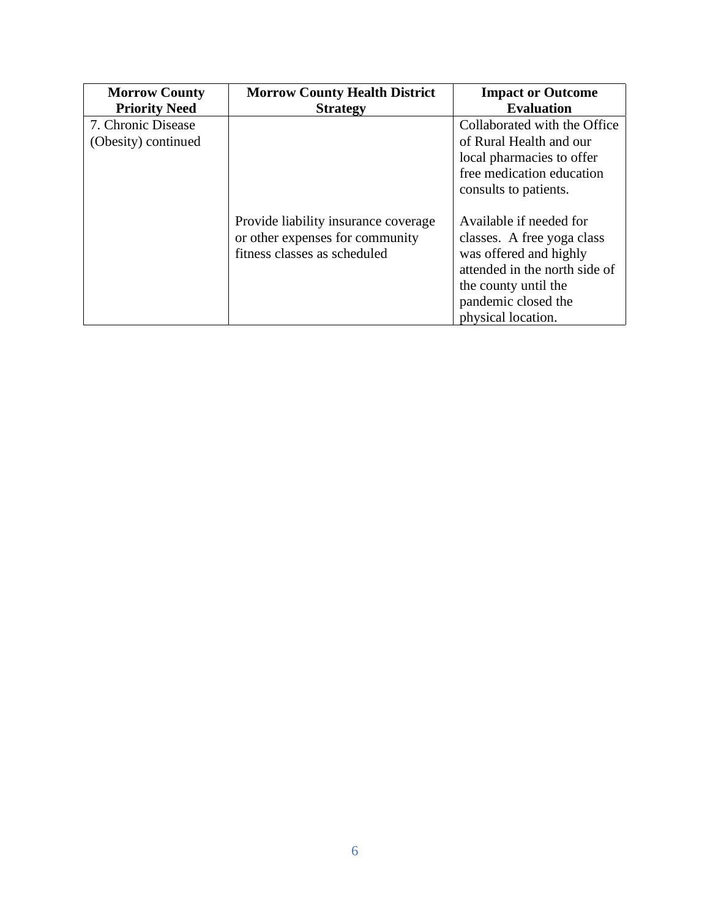| Morrow County Priority Need | Morrow County Health District Strategy | Impact or Outcome Evaluation |
|---|---|---|
| 7. Chronic Disease (Obesity) continued | | Collaborated with the Office of Rural Health and our local pharmacies to offer free medication education consults to patients. |
| | Provide liability insurance coverage or other expenses for community fitness classes as scheduled | Available if needed for classes. A free yoga class was offered and highly attended in the north side of the county until the pandemic closed the physical location. |